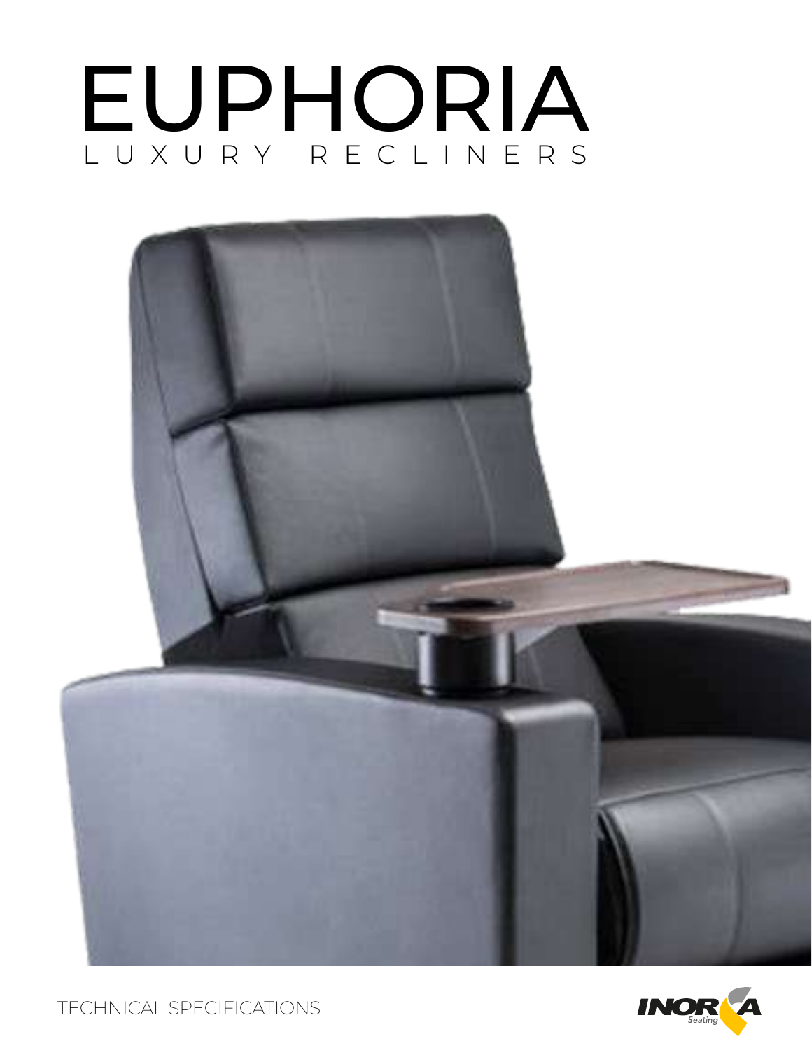# EUPHORIA

LUXURY RECLINERS

TECHNICAL SPECIFICATIONS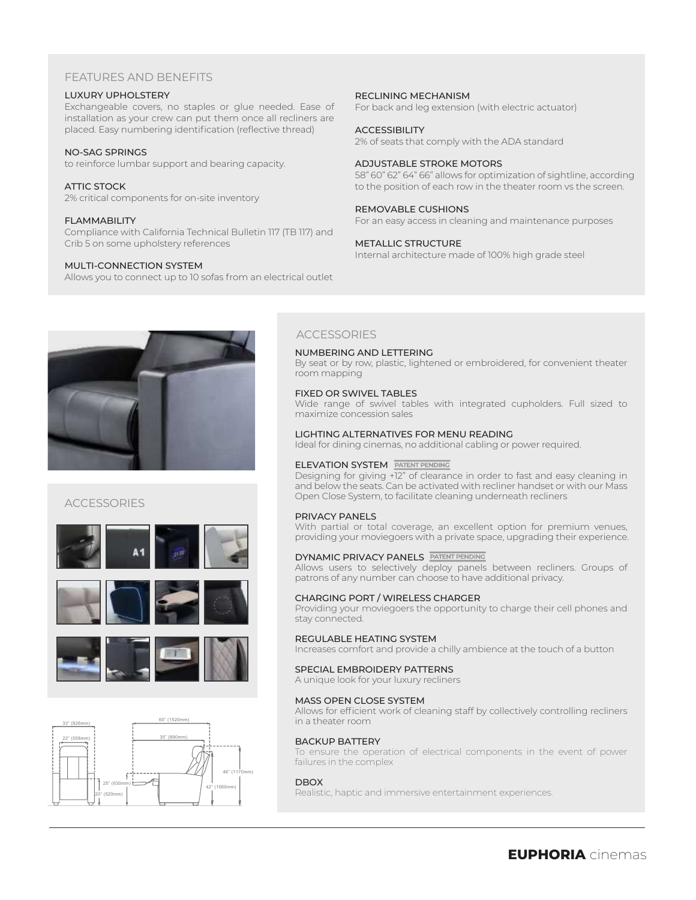## FEATURES AND BENEFITS

### LUXURY UPHOLSTERY
Exchangeable covers, no staples or glue needed. Ease of installation as your crew can put them once all recliners are placed. Easy numbering identification (reflective thread)

### NO-SAG SPRINGS
to reinforce lumbar support and bearing capacity.

### ATTIC STOCK
2% critical components for on-site inventory

### FLAMMABILITY
Compliance with California Technical Bulletin 117 (TB 117) and Crib 5 on some upholstery references

### MULTI-CONNECTION SYSTEM
Allows you to connect up to 10 sofas from an electrical outlet

### RECLINING MECHANISM
For back and leg extension (with electric actuator)

### ACCESSIBILITY
2% of seats that comply with the ADA standard

### ADJUSTABLE STROKE MOTORS
58" 60" 62" 64" 66" allows for optimization of sightline, according to the position of each row in the theater room vs the screen.

### REMOVABLE CUSHIONS
For an easy access in cleaning and maintenance purposes

### METALLIC STRUCTURE
Internal architecture made of 100% high grade steel

## ACCESSORIES

A1

33" (826mm)
22" (558mm)
60" (1520mm)
35" (890mm)
46" (1170mm)
42" (1060mm)
25" (630mm)
20" (520mm)

## ACCESSORIES

### NUMBERING AND LETTERING
By seat or by row, plastic, lightened or embroidered, for convenient theater room mapping

### FIXED OR SWIVEL TABLES
Wide range of swivel tables with integrated cupholders. Full sized to maximize concession sales

### LIGHTING ALTERNATIVES FOR MENU READING
Ideal for dining cinemas, no additional cabling or power required.

### ELEVATION SYSTEM PATENT PENDING
Designing for giving +12" of clearance in order to fast and easy cleaning in and below the seats. Can be activated with recliner handset or with our Mass Open Close System, to facilitate cleaning underneath recliners

### PRIVACY PANELS
With partial or total coverage, an excellent option for premium venues, providing your moviegoers with a private space, upgrading their experience.

### DYNAMIC PRIVACY PANELS PATENT PENDING
Allows users to selectively deploy panels between recliners. Groups of patrons of any number can choose to have additional privacy.

### CHARGING PORT / WIRELESS CHARGER
Providing your moviegoers the opportunity to charge their cell phones and stay connected.

### REGULABLE HEATING SYSTEM
Increases comfort and provide a chilly ambience at the touch of a button

### SPECIAL EMBROIDERY PATTERNS
A unique look for your luxury recliners

### MASS OPEN CLOSE SYSTEM
Allows for efficient work of cleaning staff by collectively controlling recliners in a theater room

### BACKUP BATTERY
To ensure the operation of electrical components in the event of power failures in the complex

### DBOX
Realistic, haptic and immersive entertainment experiences.

**EUPHORIA** cinemas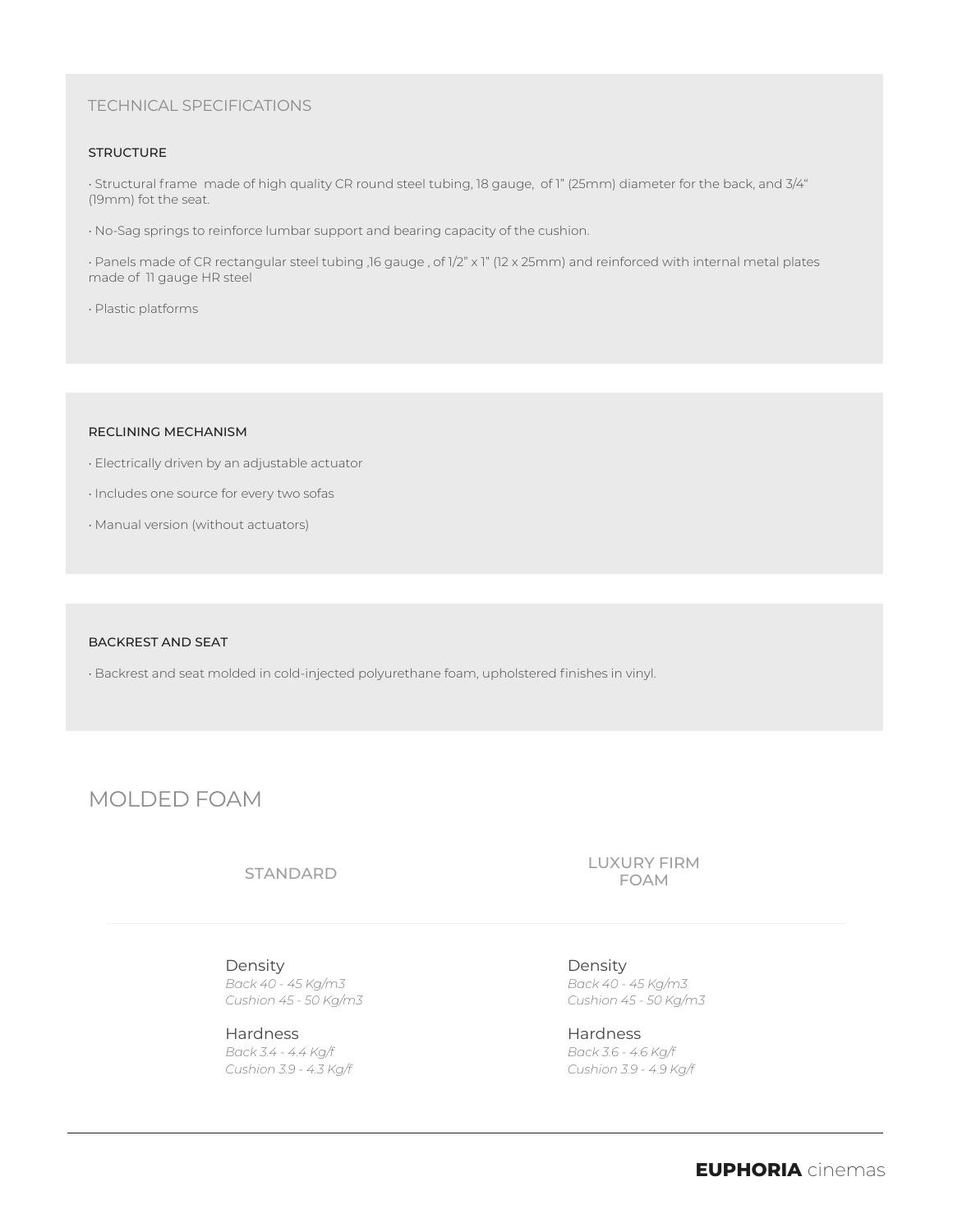## TECHNICAL SPECIFICATIONS

### STRUCTURE

• Structural frame made of high quality CR round steel tubing, 18 gauge, of 1” (25mm) diameter for the back, and 3/4“ (19mm) fot the seat.

• No-Sag springs to reinforce lumbar support and bearing capacity of the cushion.

• Panels made of CR rectangular steel tubing ,16 gauge , of 1/2” x 1” (12 x 25mm) and reinforced with internal metal plates made of 11 gauge HR steel

• Plastic platforms

### RECLINING MECHANISM

• Electrically driven by an adjustable actuator

• Includes one source for every two sofas

• Manual version (without actuators)

### BACKREST AND SEAT

• Backrest and seat molded in cold-injected polyurethane foam, upholstered finishes in vinyl.

## MOLDED FOAM

| STANDARD | LUXURY FIRM FOAM |
|---|---|
| Density<br>*Back 40 - 45 Kg/m3*<br>*Cushion 45 - 50 Kg/m3* | Density<br>*Back 40 - 45 Kg/m3*<br>*Cushion 45 - 50 Kg/m3* |
| Hardness<br>*Back 3.4 - 4.4 Kg/f*<br>*Cushion 3.9 - 4.3 Kg/f* | Hardness<br>*Back 3.6 - 4.6 Kg/f*<br>*Cushion 3.9 - 4.9 Kg/f* |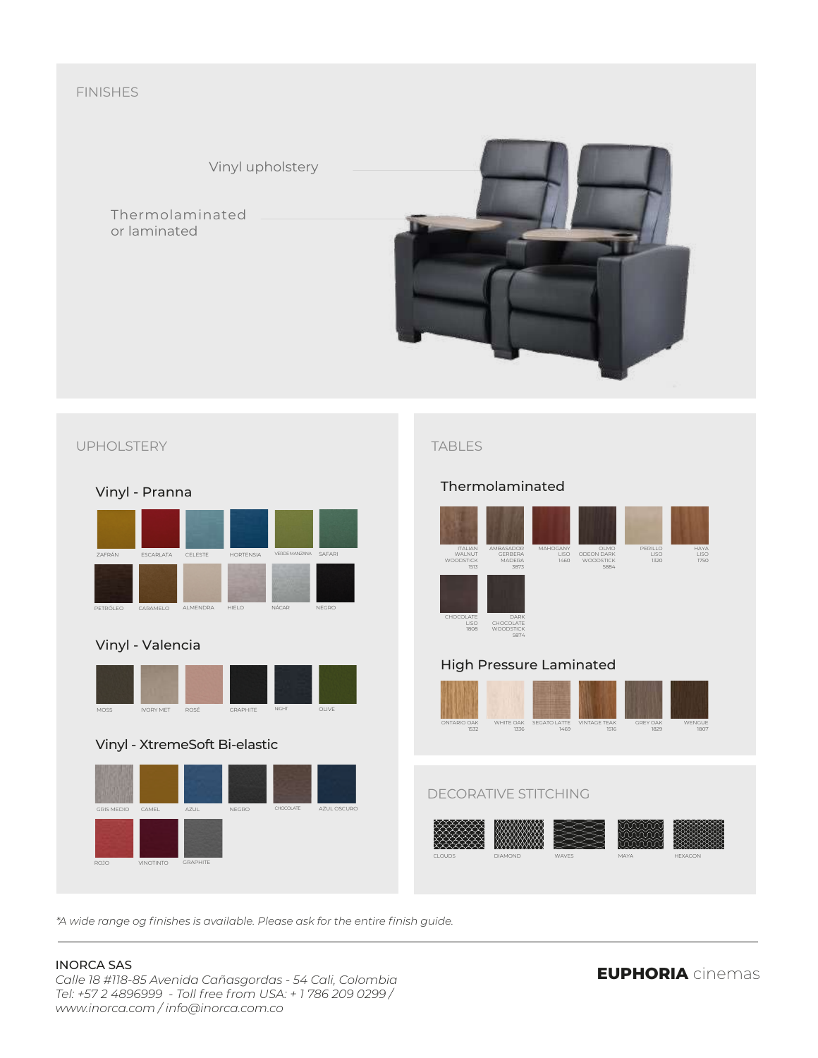## FINISHES

Vinyl upholstery

Thermolaminated or laminated

## UPHOLSTERY

### Vinyl - Pranna

ZAFRÁN, ESCARLATA, CELESTE, HORTENSIA, VERDE MANZANA, SAFARI

PETRÓLEO, CARAMELO, ALMENDRA, HIELO, NÁCAR, NEGRO

### Vinyl - Valencia

MOSS, IVORY MET, ROSÉ, GRAPHITE, NIGHT, OLIVE

### Vinyl - XtremeSoft Bi-elastic

GRIS MEDIO, CAMEL, AZUL, NEGRO, CHOCOLATE, AZUL OSCURO

ROJO, VINOTINTO, GRAPHITE

## TABLES

### Thermolaminated

ITALIAN WALNUT WOODSTICK 1513

AMBASADOR GERBERA MADERA 3873

MAHOGANY LISO 1460

OLMO ODEON DARK WOODSTICK 5884

PERILLO LISO 1320

HAYA LISO 1750

CHOCOLATE LISO 1808

DARK CHOCOLATE WOODSTICK 5874

### High Pressure Laminated

ONTARIO OAK 1532

WHITE OAK 1336

SEGATO LATTE 1469

VINTAGE TEAK 1516

GREY OAK 1829

WENGUE 1807

## DECORATIVE STITCHING

CLOUDS, DIAMOND, WAVES, MAYA, HEXAGON

*\*A wide range og finishes is available. Please ask for the entire finish guide.*

INORCA SAS
*Calle 18 #118-85 Avenida Cañasgordas - 54 Cali, Colombia*
*Tel: +57 2 4896999 - Toll free from USA: + 1 786 209 0299 /*
*www.inorca.com / info@inorca.com.co*

**EUPHORIA** cinemas